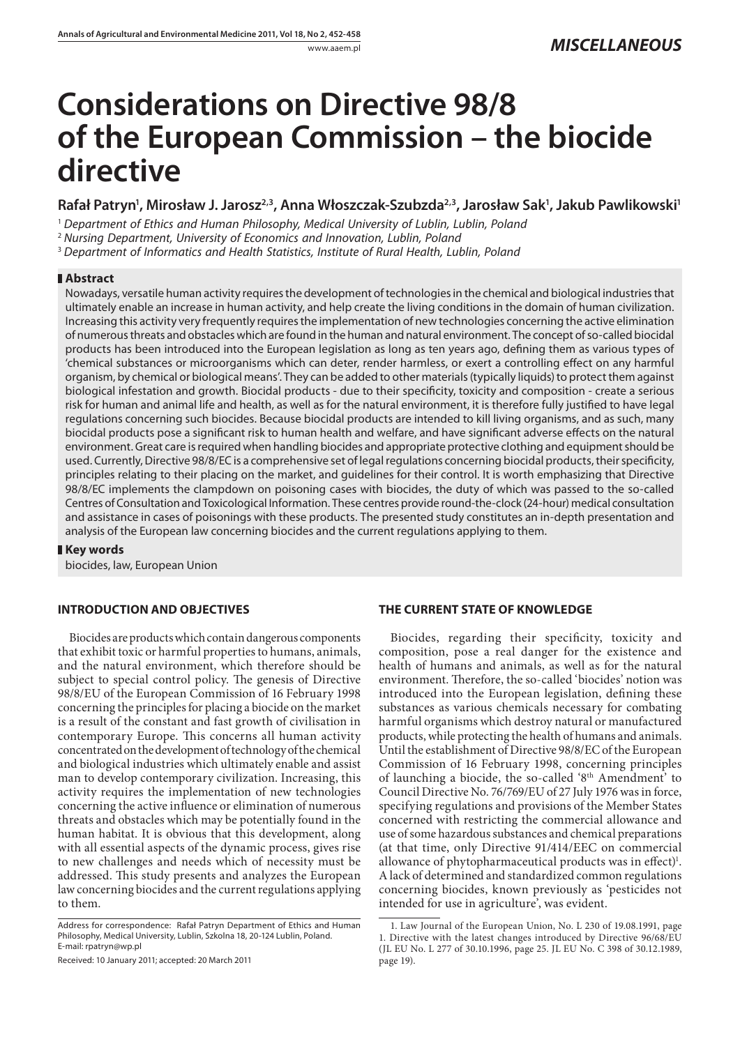*MISCELLANEOUS*

# Considerations on Directive 98/8 of the European Commission – the biocide directive

**Rafał Patryn[1], Mirosław J. Jarosz[2,3], Anna Włoszczak-Szubzda[2,3], Jarosław Sak[1], Jakub Pawlikowski[1]**

[1] *Department of Ethics and Human Philosophy, Medical University of Lublin, Lublin, Poland*
[2] *Nursing Department, University of Economics and Innovation, Lublin, Poland*
[3] *Department of Informatics and Health Statistics, Institute of Rural Health, Lublin, Poland*

## Abstract

Nowadays, versatile human activity requires the development of technologies in the chemical and biological industries that ultimately enable an increase in human activity, and help create the living conditions in the domain of human civilization. Increasing this activity very frequently requires the implementation of new technologies concerning the active elimination of numerous threats and obstacles which are found in the human and natural environment. The concept of so-called biocidal products has been introduced into the European legislation as long as ten years ago, defining them as various types of 'chemical substances or microorganisms which can deter, render harmless, or exert a controlling effect on any harmful organism, by chemical or biological means'. They can be added to other materials (typically liquids) to protect them against biological infestation and growth. Biocidal products - due to their specificity, toxicity and composition - create a serious risk for human and animal life and health, as well as for the natural environment, it is therefore fully justified to have legal regulations concerning such biocides. Because biocidal products are intended to kill living organisms, and as such, many biocidal products pose a significant risk to human health and welfare, and have significant adverse effects on the natural environment. Great care is required when handling biocides and appropriate protective clothing and equipment should be used. Currently, Directive 98/8/EC is a comprehensive set of legal regulations concerning biocidal products, their specificity, principles relating to their placing on the market, and guidelines for their control. It is worth emphasizing that Directive 98/8/EC implements the clampdown on poisoning cases with biocides, the duty of which was passed to the so-called Centres of Consultation and Toxicological Information. These centres provide round-the-clock (24-hour) medical consultation and assistance in cases of poisonings with these products. The presented study constitutes an in-depth presentation and analysis of the European law concerning biocides and the current regulations applying to them.

## Key words

biocides, law, European Union

## INTRODUCTION AND OBJECTIVES

Biocides are products which contain dangerous components that exhibit toxic or harmful properties to humans, animals, and the natural environment, which therefore should be subject to special control policy. The genesis of Directive 98/8/EU of the European Commission of 16 February 1998 concerning the principles for placing a biocide on the market is a result of the constant and fast growth of civilisation in contemporary Europe. This concerns all human activity concentrated on the development of technology of the chemical and biological industries which ultimately enable and assist man to develop contemporary civilization. Increasing, this activity requires the implementation of new technologies concerning the active influence or elimination of numerous threats and obstacles which may be potentially found in the human habitat. It is obvious that this development, along with all essential aspects of the dynamic process, gives rise to new challenges and needs which of necessity must be addressed. This study presents and analyzes the European law concerning biocides and the current regulations applying to them.

Address for correspondence: Rafał Patryn Department of Ethics and Human Philosophy, Medical University, Lublin, Szkolna 18, 20-124 Lublin, Poland. E-mail: rpatryn@wp.pl

Received: 10 January 2011; accepted: 20 March 2011

## THE CURRENT STATE OF KNOWLEDGE

Biocides, regarding their specificity, toxicity and composition, pose a real danger for the existence and health of humans and animals, as well as for the natural environment. Therefore, the so-called 'biocides' notion was introduced into the European legislation, defining these substances as various chemicals necessary for combating harmful organisms which destroy natural or manufactured products, while protecting the health of humans and animals. Until the establishment of Directive 98/8/EC of the European Commission of 16 February 1998, concerning principles of launching a biocide, the so-called '8th Amendment' to Council Directive No. 76/769/EU of 27 July 1976 was in force, specifying regulations and provisions of the Member States concerned with restricting the commercial allowance and use of some hazardous substances and chemical preparations (at that time, only Directive 91/414/EEC on commercial allowance of phytopharmaceutical products was in effect)[1]. A lack of determined and standardized common regulations concerning biocides, known previously as 'pesticides not intended for use in agriculture', was evident.

1. Law Journal of the European Union, No. L 230 of 19.08.1991, page 1. Directive with the latest changes introduced by Directive 96/68/EU (JL EU No. L 277 of 30.10.1996, page 25. JL EU No. C 398 of 30.12.1989, page 19).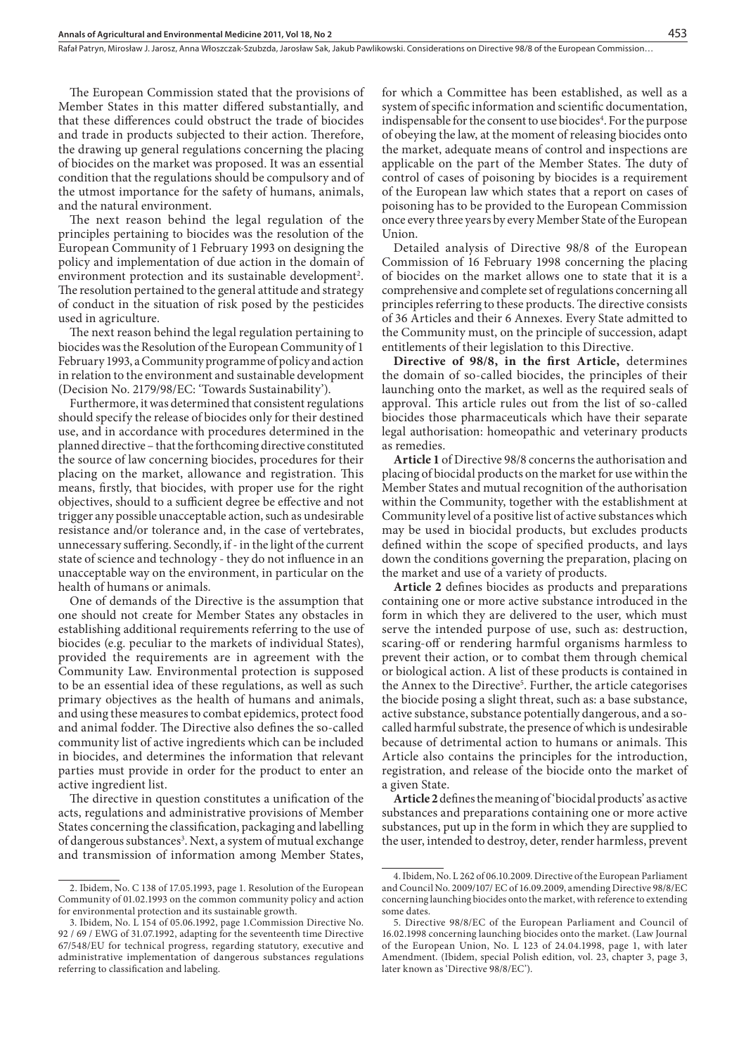The European Commission stated that the provisions of Member States in this matter differed substantially, and that these differences could obstruct the trade of biocides and trade in products subjected to their action. Therefore, the drawing up general regulations concerning the placing of biocides on the market was proposed. It was an essential condition that the regulations should be compulsory and of the utmost importance for the safety of humans, animals, and the natural environment.

The next reason behind the legal regulation of the principles pertaining to biocides was the resolution of the European Community of 1 February 1993 on designing the policy and implementation of due action in the domain of environment protection and its sustainable development[2]. The resolution pertained to the general attitude and strategy of conduct in the situation of risk posed by the pesticides used in agriculture.

The next reason behind the legal regulation pertaining to biocides was the Resolution of the European Community of 1 February 1993, a Community programme of policy and action in relation to the environment and sustainable development (Decision No. 2179/98/EC: 'Towards Sustainability').

Furthermore, it was determined that consistent regulations should specify the release of biocides only for their destined use, and in accordance with procedures determined in the planned directive – that the forthcoming directive constituted the source of law concerning biocides, procedures for their placing on the market, allowance and registration. This means, firstly, that biocides, with proper use for the right objectives, should to a sufficient degree be effective and not trigger any possible unacceptable action, such as undesirable resistance and/or tolerance and, in the case of vertebrates, unnecessary suffering. Secondly, if - in the light of the current state of science and technology - they do not influence in an unacceptable way on the environment, in particular on the health of humans or animals.

One of demands of the Directive is the assumption that one should not create for Member States any obstacles in establishing additional requirements referring to the use of biocides (e.g. peculiar to the markets of individual States), provided the requirements are in agreement with the Community Law. Environmental protection is supposed to be an essential idea of these regulations, as well as such primary objectives as the health of humans and animals, and using these measures to combat epidemics, protect food and animal fodder. The Directive also defines the so-called community list of active ingredients which can be included in biocides, and determines the information that relevant parties must provide in order for the product to enter an active ingredient list.

The directive in question constitutes a unification of the acts, regulations and administrative provisions of Member States concerning the classification, packaging and labelling of dangerous substances[3]. Next, a system of mutual exchange and transmission of information among Member States, for which a Committee has been established, as well as a system of specific information and scientific documentation, indispensable for the consent to use biocides[4]. For the purpose of obeying the law, at the moment of releasing biocides onto the market, adequate means of control and inspections are applicable on the part of the Member States. The duty of control of cases of poisoning by biocides is a requirement of the European law which states that a report on cases of poisoning has to be provided to the European Commission once every three years by every Member State of the European Union.

Detailed analysis of Directive 98/8 of the European Commission of 16 February 1998 concerning the placing of biocides on the market allows one to state that it is a comprehensive and complete set of regulations concerning all principles referring to these products. The directive consists of 36 Articles and their 6 Annexes. Every State admitted to the Community must, on the principle of succession, adapt entitlements of their legislation to this Directive.

**Directive of 98/8, in the first Article,** determines the domain of so-called biocides, the principles of their launching onto the market, as well as the required seals of approval. This article rules out from the list of so-called biocides those pharmaceuticals which have their separate legal authorisation: homeopathic and veterinary products as remedies.

**Article 1** of Directive 98/8 concerns the authorisation and placing of biocidal products on the market for use within the Member States and mutual recognition of the authorisation within the Community, together with the establishment at Community level of a positive list of active substances which may be used in biocidal products, but excludes products defined within the scope of specified products, and lays down the conditions governing the preparation, placing on the market and use of a variety of products.

**Article 2** defines biocides as products and preparations containing one or more active substance introduced in the form in which they are delivered to the user, which must serve the intended purpose of use, such as: destruction, scaring-off or rendering harmful organisms harmless to prevent their action, or to combat them through chemical or biological action. A list of these products is contained in the Annex to the Directive[5]. Further, the article categorises the biocide posing a slight threat, such as: a base substance, active substance, substance potentially dangerous, and a so-called harmful substrate, the presence of which is undesirable because of detrimental action to humans or animals. This Article also contains the principles for the introduction, registration, and release of the biocide onto the market of a given State.

**Article 2** defines the meaning of 'biocidal products' as active substances and preparations containing one or more active substances, put up in the form in which they are supplied to the user, intended to destroy, deter, render harmless, prevent

---

2. Ibidem, No. C 138 of 17.05.1993, page 1. Resolution of the European Community of 01.02.1993 on the common community policy and action for environmental protection and its sustainable growth.

3. Ibidem, No. L 154 of 05.06.1992, page 1.Commission Directive No. 92 / 69 / EWG of 31.07.1992, adapting for the seventeenth time Directive 67/548/EU for technical progress, regarding statutory, executive and administrative implementation of dangerous substances regulations referring to classification and labeling.

4. Ibidem, No. L 262 of 06.10.2009. Directive of the European Parliament and Council No. 2009/107/ EC of 16.09.2009, amending Directive 98/8/EC concerning launching biocides onto the market, with reference to extending some dates.

5. Directive 98/8/EC of the European Parliament and Council of 16.02.1998 concerning launching biocides onto the market. (Law Journal of the European Union, No. L 123 of 24.04.1998, page 1, with later Amendment. (Ibidem, special Polish edition, vol. 23, chapter 3, page 3, later known as 'Directive 98/8/EC').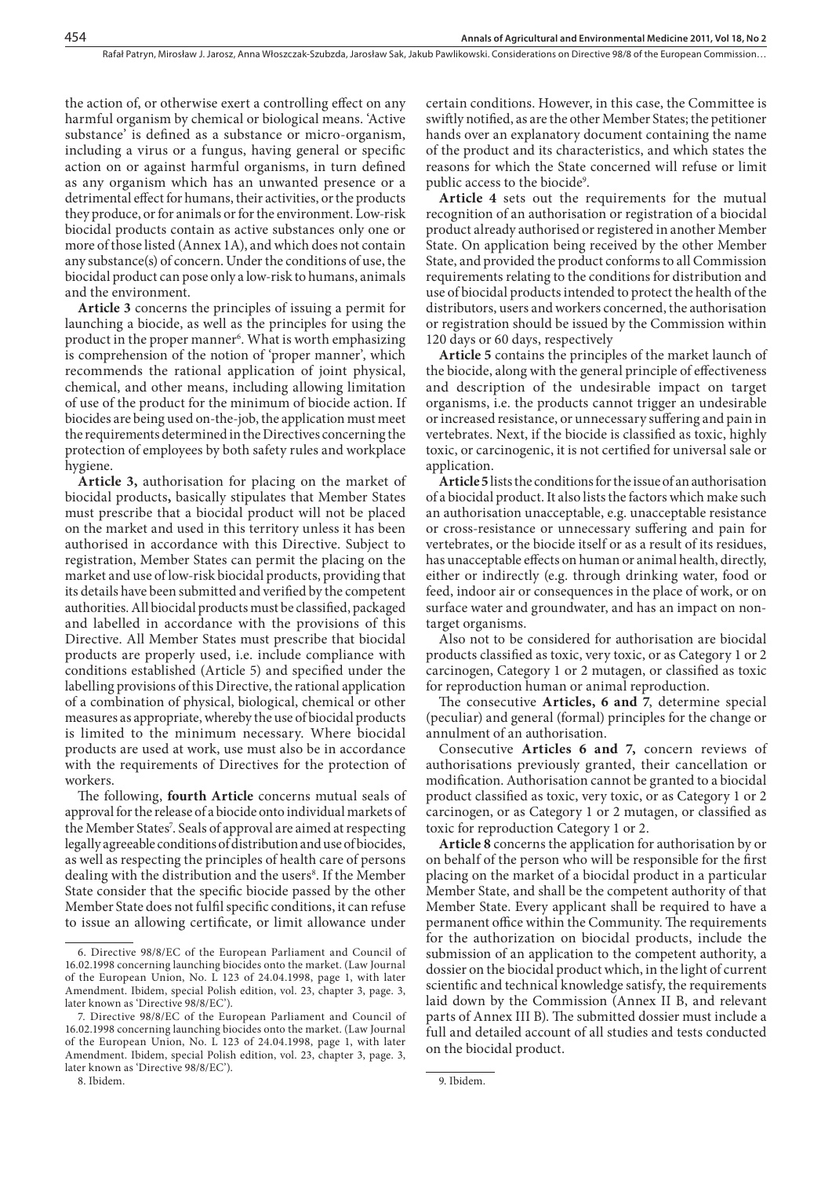the action of, or otherwise exert a controlling effect on any harmful organism by chemical or biological means. 'Active substance' is defined as a substance or micro-organism, including a virus or a fungus, having general or specific action on or against harmful organisms, in turn defined as any organism which has an unwanted presence or a detrimental effect for humans, their activities, or the products they produce, or for animals or for the environment. Low-risk biocidal products contain as active substances only one or more of those listed (Annex 1A), and which does not contain any substance(s) of concern. Under the conditions of use, the biocidal product can pose only a low-risk to humans, animals and the environment.

**Article 3** concerns the principles of issuing a permit for launching a biocide, as well as the principles for using the product in the proper manner[6]. What is worth emphasizing is comprehension of the notion of 'proper manner', which recommends the rational application of joint physical, chemical, and other means, including allowing limitation of use of the product for the minimum of biocide action. If biocides are being used on-the-job, the application must meet the requirements determined in the Directives concerning the protection of employees by both safety rules and workplace hygiene.

**Article 3,** authorisation for placing on the market of biocidal products**,** basically stipulates that Member States must prescribe that a biocidal product will not be placed on the market and used in this territory unless it has been authorised in accordance with this Directive. Subject to registration, Member States can permit the placing on the market and use of low-risk biocidal products, providing that its details have been submitted and verified by the competent authorities. All biocidal products must be classified, packaged and labelled in accordance with the provisions of this Directive. All Member States must prescribe that biocidal products are properly used, i.e. include compliance with conditions established (Article 5) and specified under the labelling provisions of this Directive, the rational application of a combination of physical, biological, chemical or other measures as appropriate, whereby the use of biocidal products is limited to the minimum necessary. Where biocidal products are used at work, use must also be in accordance with the requirements of Directives for the protection of workers.

The following, **fourth Article** concerns mutual seals of approval for the release of a biocide onto individual markets of the Member States[7]. Seals of approval are aimed at respecting legally agreeable conditions of distribution and use of biocides, as well as respecting the principles of health care of persons dealing with the distribution and the users[8]. If the Member State consider that the specific biocide passed by the other Member State does not fulfil specific conditions, it can refuse to issue an allowing certificate, or limit allowance under certain conditions. However, in this case, the Committee is swiftly notified, as are the other Member States; the petitioner hands over an explanatory document containing the name of the product and its characteristics, and which states the reasons for which the State concerned will refuse or limit public access to the biocide[9].

**Article 4** sets out the requirements for the mutual recognition of an authorisation or registration of a biocidal product already authorised or registered in another Member State. On application being received by the other Member State, and provided the product conforms to all Commission requirements relating to the conditions for distribution and use of biocidal products intended to protect the health of the distributors, users and workers concerned, the authorisation or registration should be issued by the Commission within 120 days or 60 days, respectively

**Article 5** contains the principles of the market launch of the biocide, along with the general principle of effectiveness and description of the undesirable impact on target organisms, i.e. the products cannot trigger an undesirable or increased resistance, or unnecessary suffering and pain in vertebrates. Next, if the biocide is classified as toxic, highly toxic, or carcinogenic, it is not certified for universal sale or application.

**Article 5** lists the conditions for the issue of an authorisation of a biocidal product. It also lists the factors which make such an authorisation unacceptable, e.g. unacceptable resistance or cross-resistance or unnecessary suffering and pain for vertebrates, or the biocide itself or as a result of its residues, has unacceptable effects on human or animal health, directly, either or indirectly (e.g. through drinking water, food or feed, indoor air or consequences in the place of work, or on surface water and groundwater, and has an impact on non-target organisms.

Also not to be considered for authorisation are biocidal products classified as toxic, very toxic, or as Category 1 or 2 carcinogen, Category 1 or 2 mutagen, or classified as toxic for reproduction human or animal reproduction.

The consecutive **Articles, 6 and 7**, determine special (peculiar) and general (formal) principles for the change or annulment of an authorisation.

Consecutive **Articles 6 and 7,** concern reviews of authorisations previously granted, their cancellation or modification. Authorisation cannot be granted to a biocidal product classified as toxic, very toxic, or as Category 1 or 2 carcinogen, or as Category 1 or 2 mutagen, or classified as toxic for reproduction Category 1 or 2.

**Article 8** concerns the application for authorisation by or on behalf of the person who will be responsible for the first placing on the market of a biocidal product in a particular Member State, and shall be the competent authority of that Member State. Every applicant shall be required to have a permanent office within the Community. The requirements for the authorization on biocidal products, include the submission of an application to the competent authority, a dossier on the biocidal product which, in the light of current scientific and technical knowledge satisfy, the requirements laid down by the Commission (Annex II B, and relevant parts of Annex III B). The submitted dossier must include a full and detailed account of all studies and tests conducted on the biocidal product.

---

6. Directive 98/8/EC of the European Parliament and Council of 16.02.1998 concerning launching biocides onto the market. (Law Journal of the European Union, No. L 123 of 24.04.1998, page 1, with later Amendment. Ibidem, special Polish edition, vol. 23, chapter 3, page. 3, later known as 'Directive 98/8/EC').

7. Directive 98/8/EC of the European Parliament and Council of 16.02.1998 concerning launching biocides onto the market. (Law Journal of the European Union, No. L 123 of 24.04.1998, page 1, with later Amendment. Ibidem, special Polish edition, vol. 23, chapter 3, page. 3, later known as 'Directive 98/8/EC').

8. Ibidem.

9. Ibidem.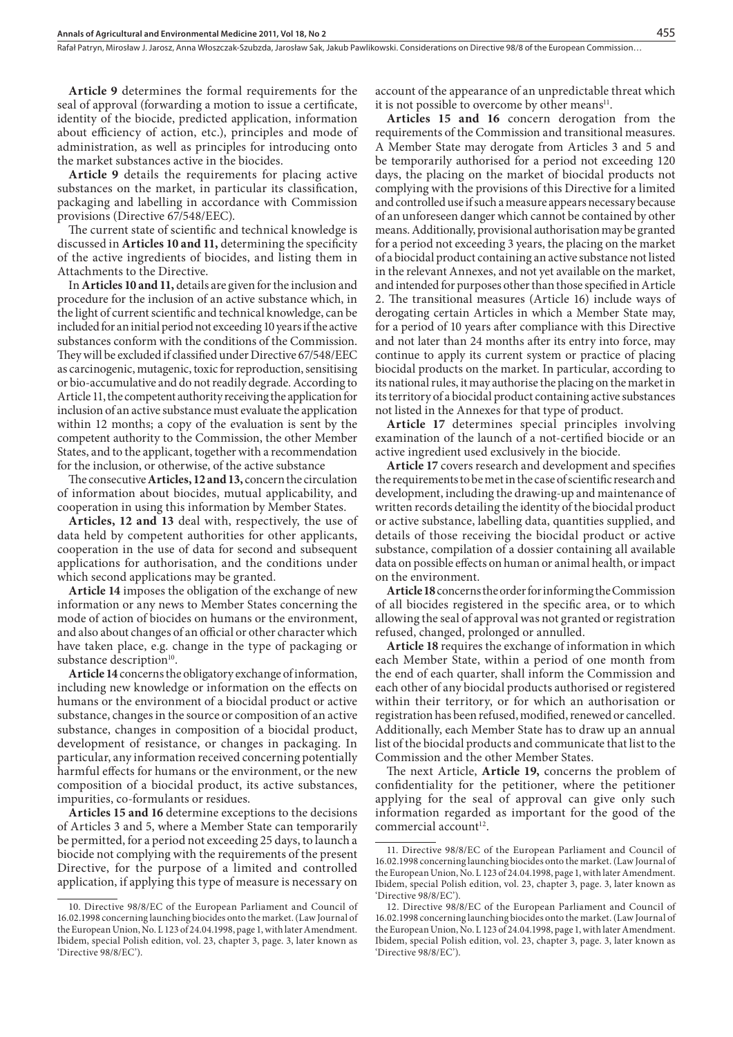**Article 9** determines the formal requirements for the seal of approval (forwarding a motion to issue a certificate, identity of the biocide, predicted application, information about efficiency of action, etc.), principles and mode of administration, as well as principles for introducing onto the market substances active in the biocides.

**Article 9** details the requirements for placing active substances on the market, in particular its classification, packaging and labelling in accordance with Commission provisions (Directive 67/548/EEC).

The current state of scientific and technical knowledge is discussed in **Articles 10 and 11,** determining the specificity of the active ingredients of biocides, and listing them in Attachments to the Directive.

In **Articles 10 and 11,** details are given for the inclusion and procedure for the inclusion of an active substance which, in the light of current scientific and technical knowledge, can be included for an initial period not exceeding 10 years if the active substances conform with the conditions of the Commission. They will be excluded if classified under Directive 67/548/EEC as carcinogenic, mutagenic, toxic for reproduction, sensitising or bio-accumulative and do not readily degrade. According to Article 11, the competent authority receiving the application for inclusion of an active substance must evaluate the application within 12 months; a copy of the evaluation is sent by the competent authority to the Commission, the other Member States, and to the applicant, together with a recommendation for the inclusion, or otherwise, of the active substance

The consecutive **Articles, 12 and 13,** concern the circulation of information about biocides, mutual applicability, and cooperation in using this information by Member States.

**Articles, 12 and 13** deal with, respectively, the use of data held by competent authorities for other applicants, cooperation in the use of data for second and subsequent applications for authorisation, and the conditions under which second applications may be granted.

**Article 14** imposes the obligation of the exchange of new information or any news to Member States concerning the mode of action of biocides on humans or the environment, and also about changes of an official or other character which have taken place, e.g. change in the type of packaging or substance description[10].

**Article 14** concerns the obligatory exchange of information, including new knowledge or information on the effects on humans or the environment of a biocidal product or active substance, changes in the source or composition of an active substance, changes in composition of a biocidal product, development of resistance, or changes in packaging. In particular, any information received concerning potentially harmful effects for humans or the environment, or the new composition of a biocidal product, its active substances, impurities, co-formulants or residues.

**Articles 15 and 16** determine exceptions to the decisions of Articles 3 and 5, where a Member State can temporarily be permitted, for a period not exceeding 25 days, to launch a biocide not complying with the requirements of the present Directive, for the purpose of a limited and controlled application, if applying this type of measure is necessary on account of the appearance of an unpredictable threat which it is not possible to overcome by other means[11].

**Articles 15 and 16** concern derogation from the requirements of the Commission and transitional measures. A Member State may derogate from Articles 3 and 5 and be temporarily authorised for a period not exceeding 120 days, the placing on the market of biocidal products not complying with the provisions of this Directive for a limited and controlled use if such a measure appears necessary because of an unforeseen danger which cannot be contained by other means. Additionally, provisional authorisation may be granted for a period not exceeding 3 years, the placing on the market of a biocidal product containing an active substance not listed in the relevant Annexes, and not yet available on the market, and intended for purposes other than those specified in Article 2. The transitional measures (Article 16) include ways of derogating certain Articles in which a Member State may, for a period of 10 years after compliance with this Directive and not later than 24 months after its entry into force, may continue to apply its current system or practice of placing biocidal products on the market. In particular, according to its national rules, it may authorise the placing on the market in its territory of a biocidal product containing active substances not listed in the Annexes for that type of product.

**Article 17** determines special principles involving examination of the launch of a not-certified biocide or an active ingredient used exclusively in the biocide.

**Article 17** covers research and development and specifies the requirements to be met in the case of scientific research and development, including the drawing-up and maintenance of written records detailing the identity of the biocidal product or active substance, labelling data, quantities supplied, and details of those receiving the biocidal product or active substance, compilation of a dossier containing all available data on possible effects on human or animal health, or impact on the environment.

**Article 18** concerns the order for informing the Commission of all biocides registered in the specific area, or to which allowing the seal of approval was not granted or registration refused, changed, prolonged or annulled.

**Article 18** requires the exchange of information in which each Member State, within a period of one month from the end of each quarter, shall inform the Commission and each other of any biocidal products authorised or registered within their territory, or for which an authorisation or registration has been refused, modified, renewed or cancelled. Additionally, each Member State has to draw up an annual list of the biocidal products and communicate that list to the Commission and the other Member States.

The next Article, **Article 19,** concerns the problem of confidentiality for the petitioner, where the petitioner applying for the seal of approval can give only such information regarded as important for the good of the commercial account[12].

---

10. Directive 98/8/EC of the European Parliament and Council of 16.02.1998 concerning launching biocides onto the market. (Law Journal of the European Union, No. L 123 of 24.04.1998, page 1, with later Amendment. Ibidem, special Polish edition, vol. 23, chapter 3, page. 3, later known as 'Directive 98/8/EC').

11. Directive 98/8/EC of the European Parliament and Council of 16.02.1998 concerning launching biocides onto the market. (Law Journal of the European Union, No. L 123 of 24.04.1998, page 1, with later Amendment. Ibidem, special Polish edition, vol. 23, chapter 3, page. 3, later known as 'Directive 98/8/EC').

12. Directive 98/8/EC of the European Parliament and Council of 16.02.1998 concerning launching biocides onto the market. (Law Journal of the European Union, No. L 123 of 24.04.1998, page 1, with later Amendment. Ibidem, special Polish edition, vol. 23, chapter 3, page. 3, later known as 'Directive 98/8/EC').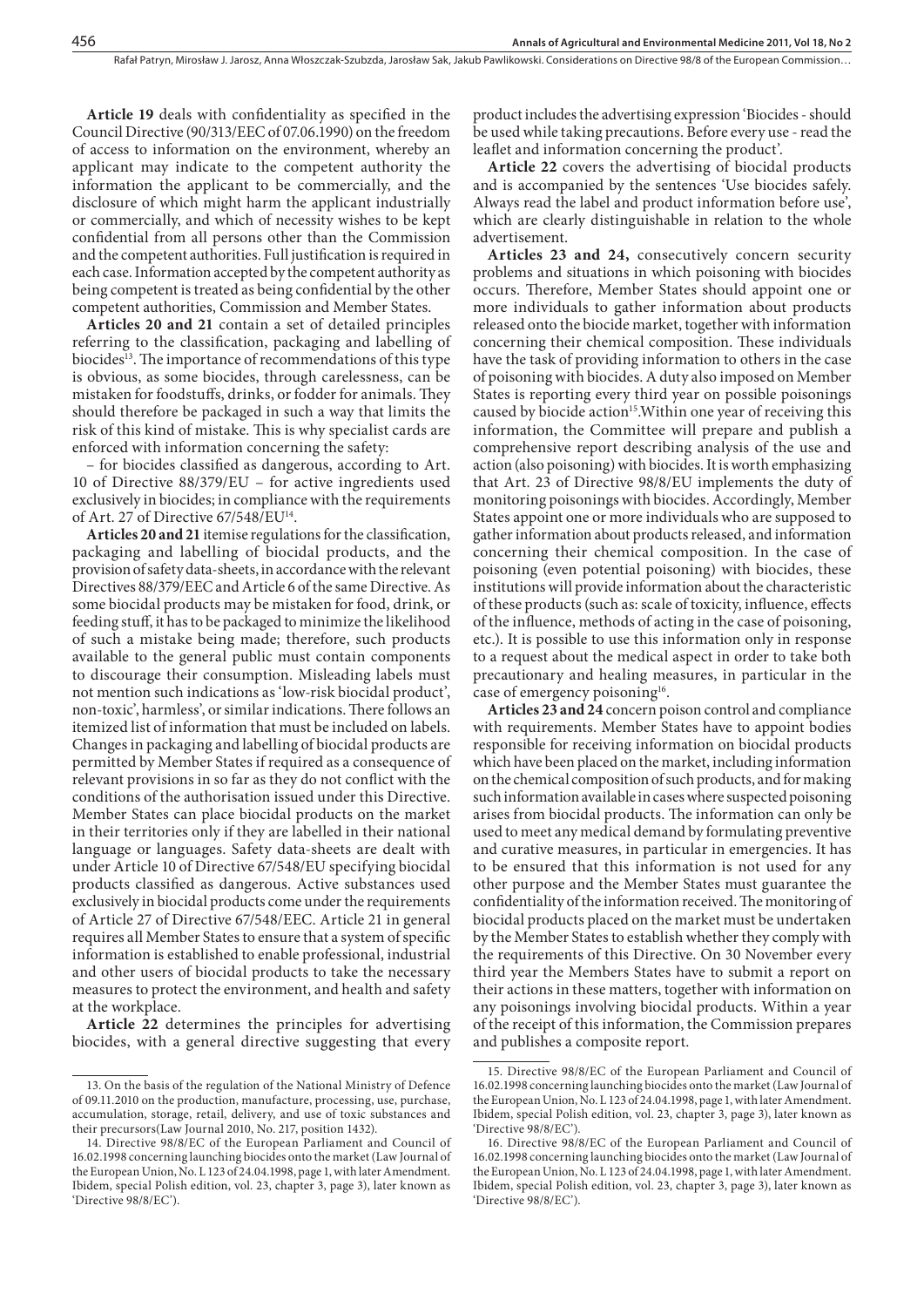**Article 19** deals with confidentiality as specified in the Council Directive (90/313/EEC of 07.06.1990) on the freedom of access to information on the environment, whereby an applicant may indicate to the competent authority the information the applicant to be commercially, and the disclosure of which might harm the applicant industrially or commercially, and which of necessity wishes to be kept confidential from all persons other than the Commission and the competent authorities. Full justification is required in each case. Information accepted by the competent authority as being competent is treated as being confidential by the other competent authorities, Commission and Member States.

**Articles 20 and 21** contain a set of detailed principles referring to the classification, packaging and labelling of biocides[13]. The importance of recommendations of this type is obvious, as some biocides, through carelessness, can be mistaken for foodstuffs, drinks, or fodder for animals. They should therefore be packaged in such a way that limits the risk of this kind of mistake. This is why specialist cards are enforced with information concerning the safety:

– for biocides classified as dangerous, according to Art. 10 of Directive 88/379/EU – for active ingredients used exclusively in biocides; in compliance with the requirements of Art. 27 of Directive 67/548/EU[14].

**Articles 20 and 21** itemise regulations for the classification, packaging and labelling of biocidal products, and the provision of safety data-sheets, in accordance with the relevant Directives 88/379/EEC and Article 6 of the same Directive. As some biocidal products may be mistaken for food, drink, or feeding stuff, it has to be packaged to minimize the likelihood of such a mistake being made; therefore, such products available to the general public must contain components to discourage their consumption. Misleading labels must not mention such indications as 'low-risk biocidal product', non-toxic', harmless', or similar indications. There follows an itemized list of information that must be included on labels. Changes in packaging and labelling of biocidal products are permitted by Member States if required as a consequence of relevant provisions in so far as they do not conflict with the conditions of the authorisation issued under this Directive. Member States can place biocidal products on the market in their territories only if they are labelled in their national language or languages. Safety data-sheets are dealt with under Article 10 of Directive 67/548/EU specifying biocidal products classified as dangerous. Active substances used exclusively in biocidal products come under the requirements of Article 27 of Directive 67/548/EEC. Article 21 in general requires all Member States to ensure that a system of specific information is established to enable professional, industrial and other users of biocidal products to take the necessary measures to protect the environment, and health and safety at the workplace.

**Article 22** determines the principles for advertising biocides, with a general directive suggesting that every product includes the advertising expression 'Biocides - should be used while taking precautions. Before every use - read the leaflet and information concerning the product'.

**Article 22** covers the advertising of biocidal products and is accompanied by the sentences 'Use biocides safely. Always read the label and product information before use', which are clearly distinguishable in relation to the whole advertisement.

**Articles 23 and 24,** consecutively concern security problems and situations in which poisoning with biocides occurs. Therefore, Member States should appoint one or more individuals to gather information about products released onto the biocide market, together with information concerning their chemical composition. These individuals have the task of providing information to others in the case of poisoning with biocides. A duty also imposed on Member States is reporting every third year on possible poisonings caused by biocide action[15].Within one year of receiving this information, the Committee will prepare and publish a comprehensive report describing analysis of the use and action (also poisoning) with biocides. It is worth emphasizing that Art. 23 of Directive 98/8/EU implements the duty of monitoring poisonings with biocides. Accordingly, Member States appoint one or more individuals who are supposed to gather information about products released, and information concerning their chemical composition. In the case of poisoning (even potential poisoning) with biocides, these institutions will provide information about the characteristic of these products (such as: scale of toxicity, influence, effects of the influence, methods of acting in the case of poisoning, etc.). It is possible to use this information only in response to a request about the medical aspect in order to take both precautionary and healing measures, in particular in the case of emergency poisoning[16].

**Articles 23 and 24** concern poison control and compliance with requirements. Member States have to appoint bodies responsible for receiving information on biocidal products which have been placed on the market, including information on the chemical composition of such products, and for making such information available in cases where suspected poisoning arises from biocidal products. The information can only be used to meet any medical demand by formulating preventive and curative measures, in particular in emergencies. It has to be ensured that this information is not used for any other purpose and the Member States must guarantee the confidentiality of the information received. The monitoring of biocidal products placed on the market must be undertaken by the Member States to establish whether they comply with the requirements of this Directive. On 30 November every third year the Members States have to submit a report on their actions in these matters, together with information on any poisonings involving biocidal products. Within a year of the receipt of this information, the Commission prepares and publishes a composite report.

---

13. On the basis of the regulation of the National Ministry of Defence of 09.11.2010 on the production, manufacture, processing, use, purchase, accumulation, storage, retail, delivery, and use of toxic substances and their precursors(Law Journal 2010, No. 217, position 1432).

14. Directive 98/8/EC of the European Parliament and Council of 16.02.1998 concerning launching biocides onto the market (Law Journal of the European Union, No. L 123 of 24.04.1998, page 1, with later Amendment. Ibidem, special Polish edition, vol. 23, chapter 3, page 3), later known as 'Directive 98/8/EC').

15. Directive 98/8/EC of the European Parliament and Council of 16.02.1998 concerning launching biocides onto the market (Law Journal of the European Union, No. L 123 of 24.04.1998, page 1, with later Amendment. Ibidem, special Polish edition, vol. 23, chapter 3, page 3), later known as 'Directive 98/8/EC').

16. Directive 98/8/EC of the European Parliament and Council of 16.02.1998 concerning launching biocides onto the market (Law Journal of the European Union, No. L 123 of 24.04.1998, page 1, with later Amendment. Ibidem, special Polish edition, vol. 23, chapter 3, page 3), later known as 'Directive 98/8/EC').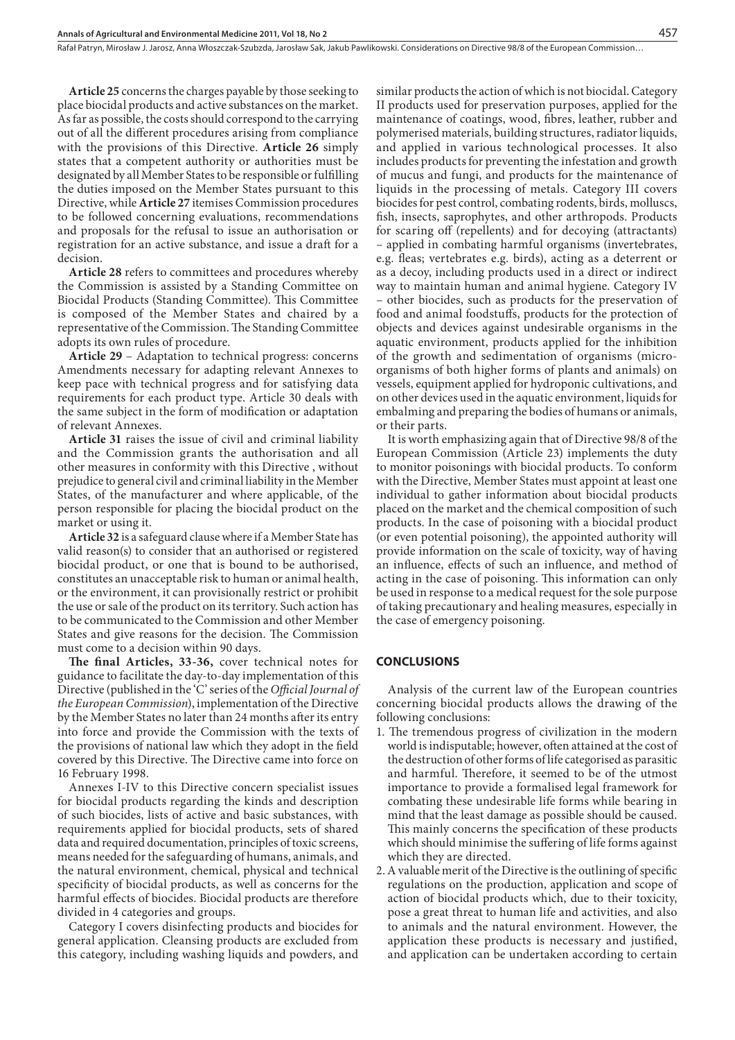**Article 25** concerns the charges payable by those seeking to place biocidal products and active substances on the market. As far as possible, the costs should correspond to the carrying out of all the different procedures arising from compliance with the provisions of this Directive. **Article 26** simply states that a competent authority or authorities must be designated by all Member States to be responsible or fulfilling the duties imposed on the Member States pursuant to this Directive, while **Article 27** itemises Commission procedures to be followed concerning evaluations, recommendations and proposals for the refusal to issue an authorisation or registration for an active substance, and issue a draft for a decision.

**Article 28** refers to committees and procedures whereby the Commission is assisted by a Standing Committee on Biocidal Products (Standing Committee). This Committee is composed of the Member States and chaired by a representative of the Commission. The Standing Committee adopts its own rules of procedure.

**Article 29** – Adaptation to technical progress: concerns Amendments necessary for adapting relevant Annexes to keep pace with technical progress and for satisfying data requirements for each product type. Article 30 deals with the same subject in the form of modification or adaptation of relevant Annexes.

**Article 31** raises the issue of civil and criminal liability and the Commission grants the authorisation and all other measures in conformity with this Directive , without prejudice to general civil and criminal liability in the Member States, of the manufacturer and where applicable, of the person responsible for placing the biocidal product on the market or using it.

**Article 32** is a safeguard clause where if a Member State has valid reason(s) to consider that an authorised or registered biocidal product, or one that is bound to be authorised, constitutes an unacceptable risk to human or animal health, or the environment, it can provisionally restrict or prohibit the use or sale of the product on its territory. Such action has to be communicated to the Commission and other Member States and give reasons for the decision. The Commission must come to a decision within 90 days.

**The final Articles, 33-36,** cover technical notes for guidance to facilitate the day-to-day implementation of this Directive (published in the 'C' series of the *Official Journal of the European Commission*), implementation of the Directive by the Member States no later than 24 months after its entry into force and provide the Commission with the texts of the provisions of national law which they adopt in the field covered by this Directive. The Directive came into force on 16 February 1998.

Annexes I-IV to this Directive concern specialist issues for biocidal products regarding the kinds and description of such biocides, lists of active and basic substances, with requirements applied for biocidal products, sets of shared data and required documentation, principles of toxic screens, means needed for the safeguarding of humans, animals, and the natural environment, chemical, physical and technical specificity of biocidal products, as well as concerns for the harmful effects of biocides. Biocidal products are therefore divided in 4 categories and groups.

Category I covers disinfecting products and biocides for general application. Cleansing products are excluded from this category, including washing liquids and powders, and similar products the action of which is not biocidal. Category II products used for preservation purposes, applied for the maintenance of coatings, wood, fibres, leather, rubber and polymerised materials, building structures, radiator liquids, and applied in various technological processes. It also includes products for preventing the infestation and growth of mucus and fungi, and products for the maintenance of liquids in the processing of metals. Category III covers biocides for pest control, combating rodents, birds, molluscs, fish, insects, saprophytes, and other arthropods. Products for scaring off (repellents) and for decoying (attractants) – applied in combating harmful organisms (invertebrates, e.g. fleas; vertebrates e.g. birds), acting as a deterrent or as a decoy, including products used in a direct or indirect way to maintain human and animal hygiene. Category IV – other biocides, such as products for the preservation of food and animal foodstuffs, products for the protection of objects and devices against undesirable organisms in the aquatic environment, products applied for the inhibition of the growth and sedimentation of organisms (micro-organisms of both higher forms of plants and animals) on vessels, equipment applied for hydroponic cultivations, and on other devices used in the aquatic environment, liquids for embalming and preparing the bodies of humans or animals, or their parts.

It is worth emphasizing again that of Directive 98/8 of the European Commission (Article 23) implements the duty to monitor poisonings with biocidal products. To conform with the Directive, Member States must appoint at least one individual to gather information about biocidal products placed on the market and the chemical composition of such products. In the case of poisoning with a biocidal product (or even potential poisoning), the appointed authority will provide information on the scale of toxicity, way of having an influence, effects of such an influence, and method of acting in the case of poisoning. This information can only be used in response to a medical request for the sole purpose of taking precautionary and healing measures, especially in the case of emergency poisoning.

## CONCLUSIONS

Analysis of the current law of the European countries concerning biocidal products allows the drawing of the following conclusions:

1. The tremendous progress of civilization in the modern world is indisputable; however, often attained at the cost of the destruction of other forms of life categorised as parasitic and harmful. Therefore, it seemed to be of the utmost importance to provide a formalised legal framework for combating these undesirable life forms while bearing in mind that the least damage as possible should be caused. This mainly concerns the specification of these products which should minimise the suffering of life forms against which they are directed.
2. A valuable merit of the Directive is the outlining of specific regulations on the production, application and scope of action of biocidal products which, due to their toxicity, pose a great threat to human life and activities, and also to animals and the natural environment. However, the application these products is necessary and justified, and application can be undertaken according to certain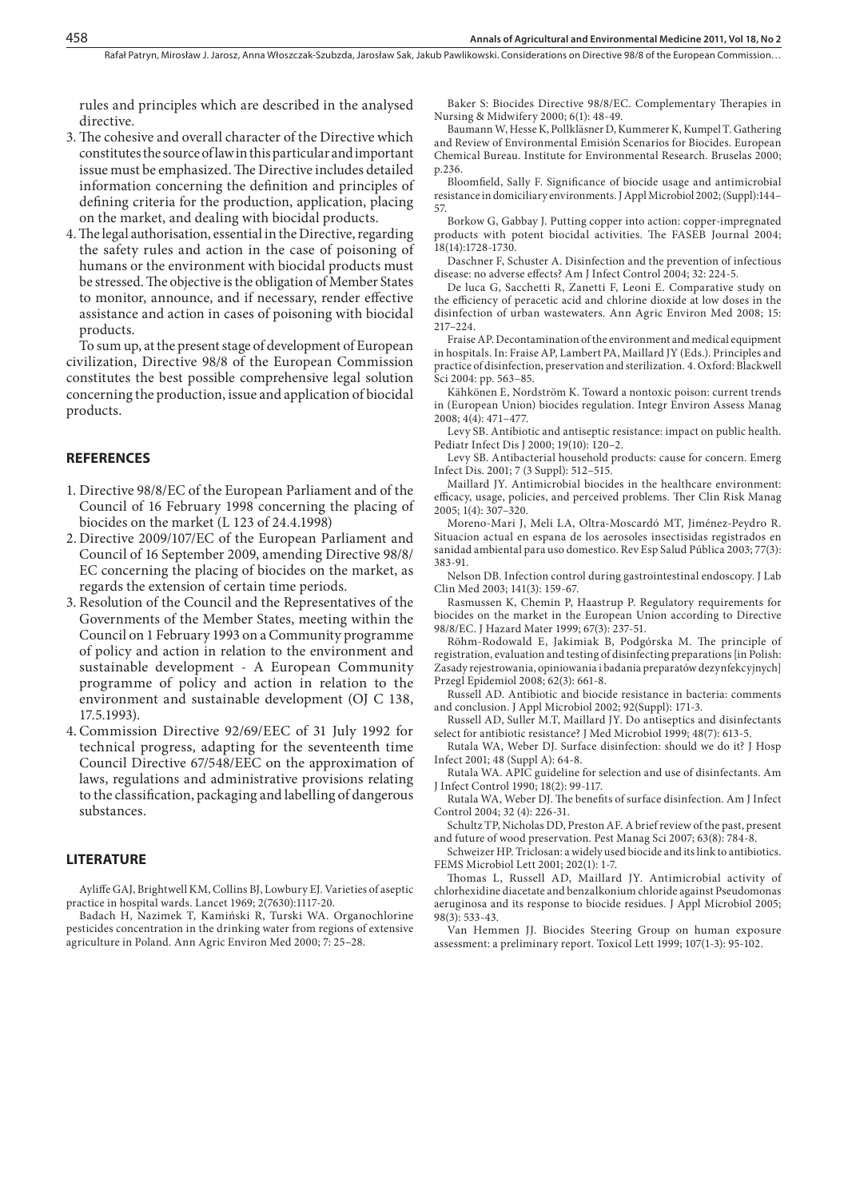rules and principles which are described in the analysed directive.

3. The cohesive and overall character of the Directive which constitutes the source of law in this particular and important issue must be emphasized. The Directive includes detailed information concerning the definition and principles of defining criteria for the production, application, placing on the market, and dealing with biocidal products.
4. The legal authorisation, essential in the Directive, regarding the safety rules and action in the case of poisoning of humans or the environment with biocidal products must be stressed. The objective is the obligation of Member States to monitor, announce, and if necessary, render effective assistance and action in cases of poisoning with biocidal products.

To sum up, at the present stage of development of European civilization, Directive 98/8 of the European Commission constitutes the best possible comprehensive legal solution concerning the production, issue and application of biocidal products.

## REFERENCES

1. Directive 98/8/EC of the European Parliament and of the Council of 16 February 1998 concerning the placing of biocides on the market (L 123 of 24.4.1998)
2. Directive 2009/107/EC of the European Parliament and Council of 16 September 2009, amending Directive 98/8/EC concerning the placing of biocides on the market, as regards the extension of certain time periods.
3. Resolution of the Council and the Representatives of the Governments of the Member States, meeting within the Council on 1 February 1993 on a Community programme of policy and action in relation to the environment and sustainable development - A European Community programme of policy and action in relation to the environment and sustainable development (OJ C 138, 17.5.1993).
4. Commission Directive 92/69/EEC of 31 July 1992 for technical progress, adapting for the seventeenth time Council Directive 67/548/EEC on the approximation of laws, regulations and administrative provisions relating to the classification, packaging and labelling of dangerous substances.

## LITERATURE

Ayliffe GAJ, Brightwell KM, Collins BJ, Lowbury EJ. Varieties of aseptic practice in hospital wards. Lancet 1969; 2(7630):1117-20.

Badach H, Nazimek T, Kamiński R, Turski WA. Organochlorine pesticides concentration in the drinking water from regions of extensive agriculture in Poland. Ann Agric Environ Med 2000; 7: 25–28.

Baker S: Biocides Directive 98/8/EC. Complementary Therapies in Nursing & Midwifery 2000; 6(1): 48-49.

Baumann W, Hesse K, Pollkläsner D, Kummerer K, Kumpel T. Gathering and Review of Environmental Emisión Scenarios for Biocides. European Chemical Bureau. Institute for Environmental Research. Bruselas 2000; p.236.

Bloomfield, Sally F. Significance of biocide usage and antimicrobial resistance in domiciliary environments. J Appl Microbiol 2002; (Suppl):144–57.

Borkow G, Gabbay J. Putting copper into action: copper-impregnated products with potent biocidal activities. The FASEB Journal 2004; 18(14):1728-1730.

Daschner F, Schuster A. Disinfection and the prevention of infectious disease: no adverse effects? Am J Infect Control 2004; 32: 224-5.

De luca G, Sacchetti R, Zanetti F, Leoni E. Comparative study on the efficiency of peracetic acid and chlorine dioxide at low doses in the disinfection of urban wastewaters. Ann Agric Environ Med 2008; 15: 217–224.

Fraise AP. Decontamination of the environment and medical equipment in hospitals. In: Fraise AP, Lambert PA, Maillard JY (Eds.). Principles and practice of disinfection, preservation and sterilization. 4. Oxford: Blackwell Sci 2004: pp. 563–85.

Kähkönen E, Nordström K. Toward a nontoxic poison: current trends in (European Union) biocides regulation. Integr Environ Assess Manag 2008; 4(4): 471–477.

Levy SB. Antibiotic and antiseptic resistance: impact on public health. Pediatr Infect Dis J 2000; 19(10): 120–2.

Levy SB. Antibacterial household products: cause for concern. Emerg Infect Dis. 2001; 7 (3 Suppl): 512–515.

Maillard JY. Antimicrobial biocides in the healthcare environment: efficacy, usage, policies, and perceived problems. Ther Clin Risk Manag 2005; 1(4): 307–320.

Moreno-Mari J, Meli LA, Oltra-Moscardó MT, Jiménez-Peydro R. Situacion actual en espana de los aerosoles insectisidas registrados en sanidad ambiental para uso domestico. Rev Esp Salud Pública 2003; 77(3): 383-91.

Nelson DB. Infection control during gastrointestinal endoscopy. J Lab Clin Med 2003; 141(3): 159-67.

Rasmussen K, Chemin P, Haastrup P. Regulatory requirements for biocides on the market in the European Union according to Directive 98/8/EC. J Hazard Mater 1999; 67(3): 237-51.

Röhm-Rodowald E, Jakimiak B, Podgórska M. The principle of registration, evaluation and testing of disinfecting preparations [in Polish: Zasady rejestrowania, opiniowania i badania preparatów dezynfekcyjnych] Przegl Epidemiol 2008; 62(3): 661-8.

Russell AD. Antibiotic and biocide resistance in bacteria: comments and conclusion. J Appl Microbiol 2002; 92(Suppl): 171-3.

Russell AD, Suller M.T, Maillard JY. Do antiseptics and disinfectants select for antibiotic resistance? J Med Microbiol 1999; 48(7): 613-5.

Rutala WA, Weber DJ. Surface disinfection: should we do it? J Hosp Infect 2001; 48 (Suppl A): 64-8.

Rutala WA. APIC guideline for selection and use of disinfectants. Am J Infect Control 1990; 18(2): 99-117.

Rutala WA, Weber DJ. The benefits of surface disinfection. Am J Infect Control 2004; 32 (4): 226-31.

Schultz TP, Nicholas DD, Preston AF. A brief review of the past, present and future of wood preservation. Pest Manag Sci 2007; 63(8): 784-8.

Schweizer HP. Triclosan: a widely used biocide and its link to antibiotics. FEMS Microbiol Lett 2001; 202(1): 1-7.

Thomas L, Russell AD, Maillard JY. Antimicrobial activity of chlorhexidine diacetate and benzalkonium chloride against Pseudomonas aeruginosa and its response to biocide residues. J Appl Microbiol 2005; 98(3): 533-43.

Van Hemmen JJ. Biocides Steering Group on human exposure assessment: a preliminary report. Toxicol Lett 1999; 107(1-3): 95-102.